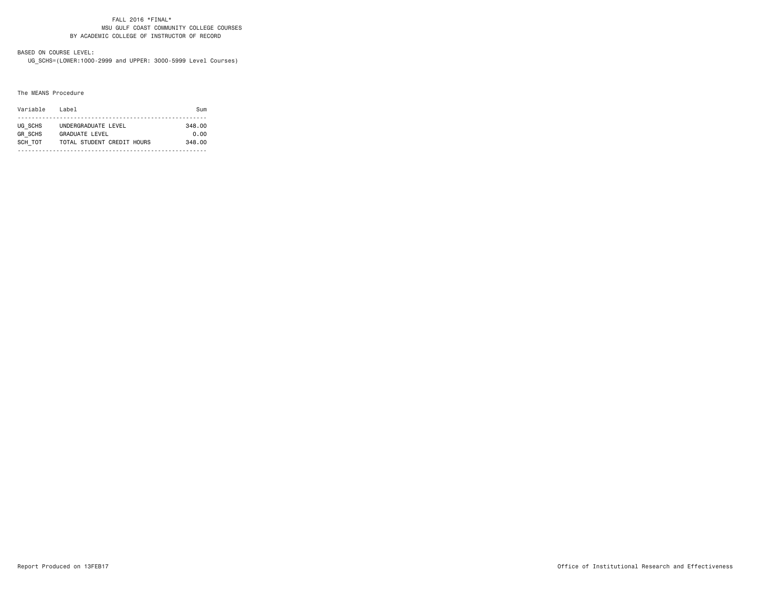FALL 2016 *FINAL*
MSU GULF COAST COMMUNITY COLLEGE COURSES
BY ACADEMIC COLLEGE OF INSTRUCTOR OF RECORD

BASED ON COURSE LEVEL:
UG_SCHS=(LOWER:1000-2999 and UPPER: 3000-5999 Level Courses)

The MEANS Procedure

| Variable | Label | Sum |
|---|---|---|
| UG_SCHS | UNDERGRADUATE LEVEL | 348.00 |
| GR_SCHS | GRADUATE LEVEL | 0.00 |
| SCH_TOT | TOTAL STUDENT CREDIT HOURS | 348.00 |

Report Produced on 13FEB17

Office of Institutional Research and Effectiveness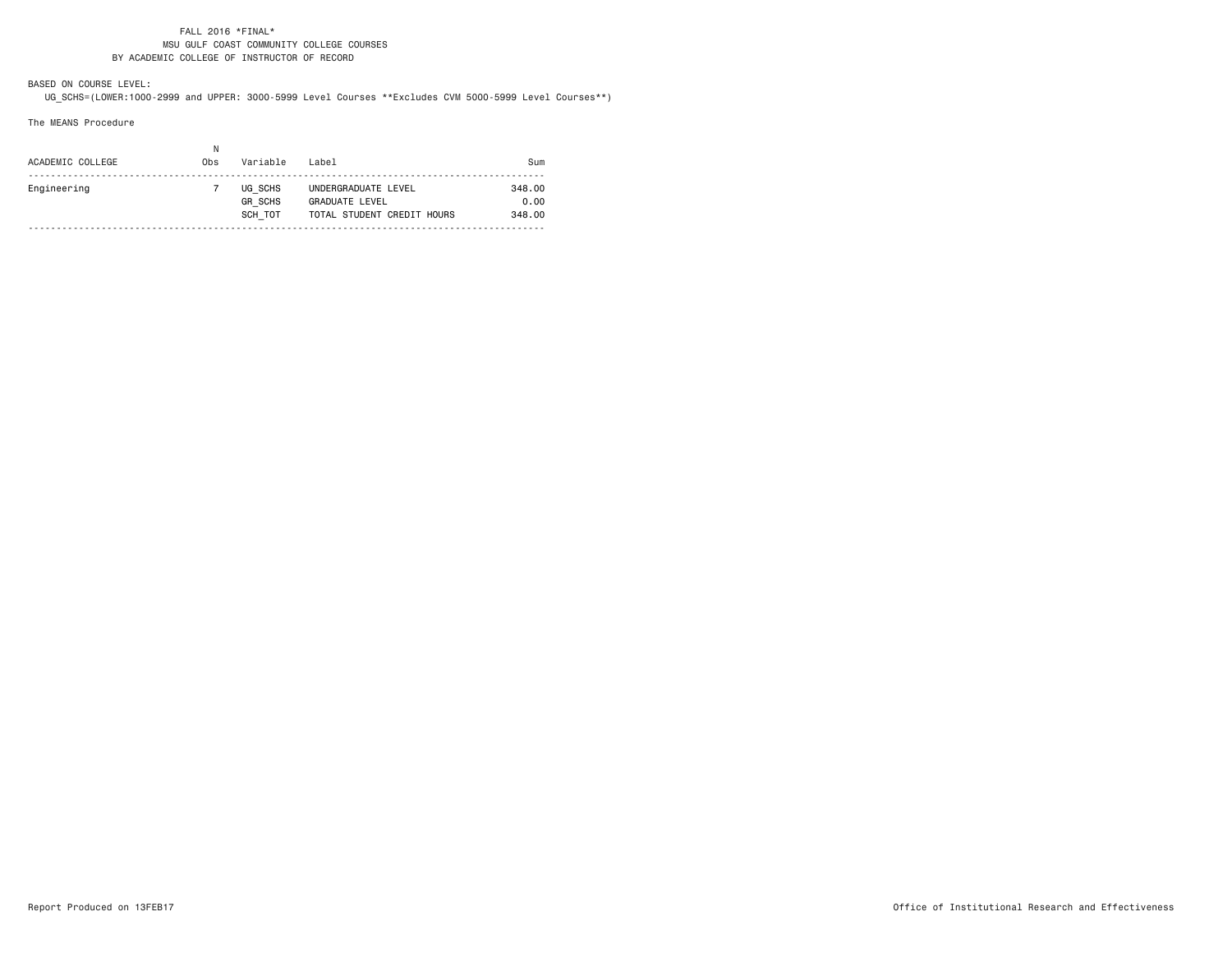FALL 2016 *FINAL*
MSU GULF COAST COMMUNITY COLLEGE COURSES
BY ACADEMIC COLLEGE OF INSTRUCTOR OF RECORD

BASED ON COURSE LEVEL:
UG_SCHS=(LOWER:1000-2999 and UPPER: 3000-5999 Level Courses **Excludes CVM 5000-5999 Level Courses**)

The MEANS Procedure

| ACADEMIC COLLEGE | N Obs | Variable | Label | Sum |
|---|---|---|---|---|
| Engineering | 7 | UG_SCHS | UNDERGRADUATE LEVEL | 348.00 |
| | | GR_SCHS | GRADUATE LEVEL | 0.00 |
| | | SCH_TOT | TOTAL STUDENT CREDIT HOURS | 348.00 |

Report Produced on 13FEB17

Office of Institutional Research and Effectiveness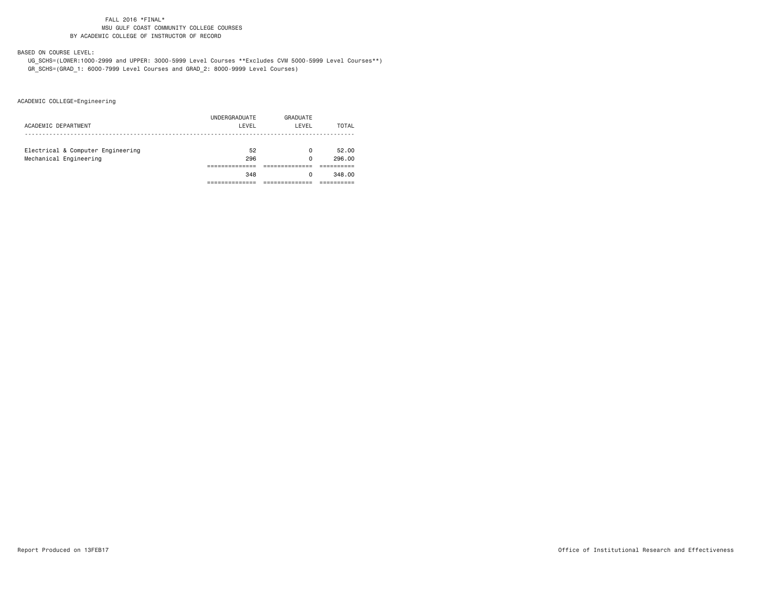FALL 2016 *FINAL*
MSU GULF COAST COMMUNITY COLLEGE COURSES
BY ACADEMIC COLLEGE OF INSTRUCTOR OF RECORD

BASED ON COURSE LEVEL:
UG_SCHS=(LOWER:1000-2999 and UPPER: 3000-5999 Level Courses **Excludes CVM 5000-5999 Level Courses**)
GR_SCHS=(GRAD_1: 6000-7999 Level Courses and GRAD_2: 8000-9999 Level Courses)

ACADEMIC COLLEGE=Engineering

| ACADEMIC DEPARTMENT | UNDERGRADUATE LEVEL | GRADUATE LEVEL | TOTAL |
|---|---|---|---|
| Electrical & Computer Engineering | 52 | 0 | 52.00 |
| Mechanical Engineering | 296 | 0 | 296.00 |
| | 348 | 0 | 348.00 |

Report Produced on 13FEB17

Office of Institutional Research and Effectiveness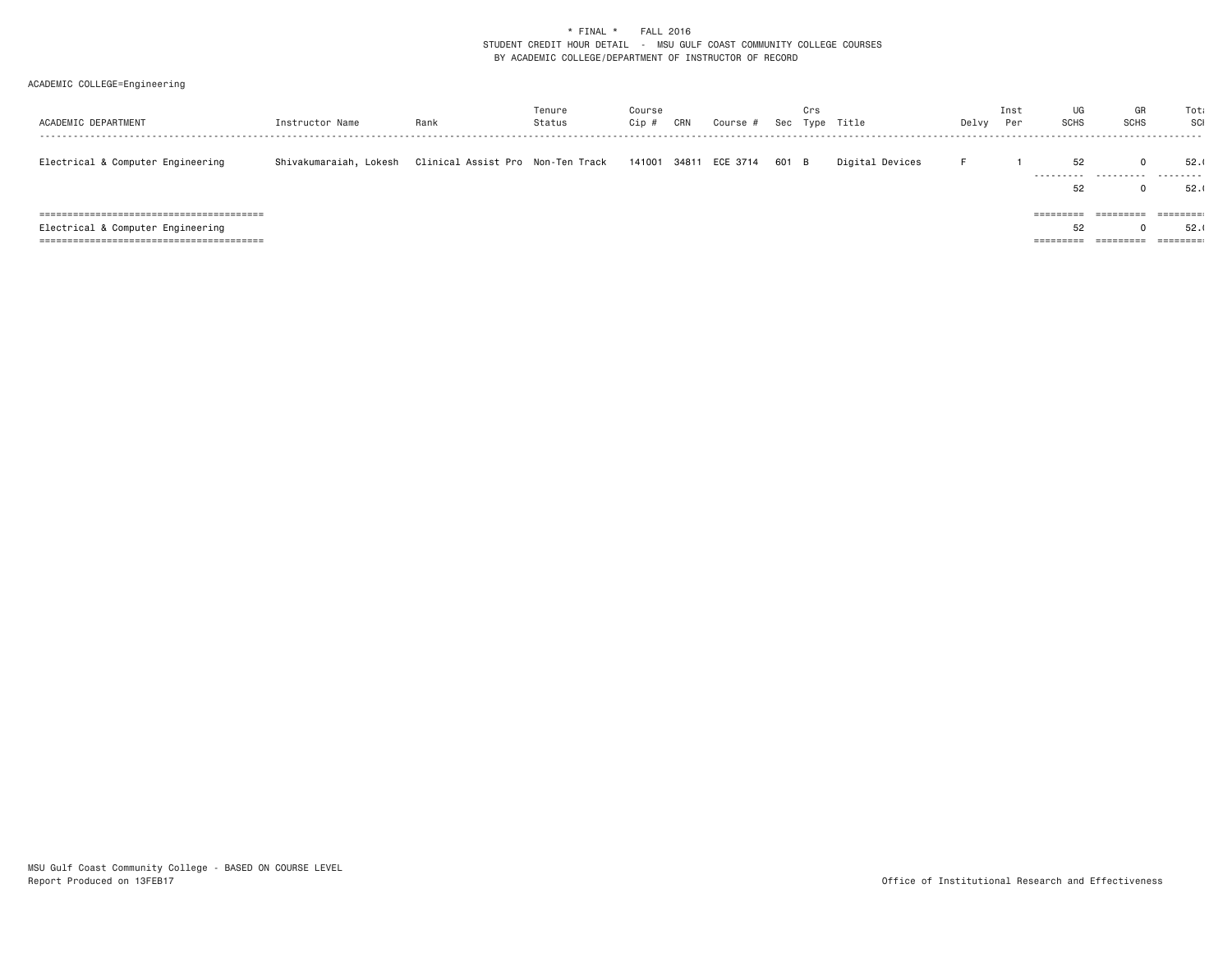\* FINAL \*    FALL 2016
STUDENT CREDIT HOUR DETAIL - MSU GULF COAST COMMUNITY COLLEGE COURSES
BY ACADEMIC COLLEGE/DEPARTMENT OF INSTRUCTOR OF RECORD

ACADEMIC COLLEGE=Engineering

| ACADEMIC DEPARTMENT | Instructor Name | Rank | Tenure Status | Course Cip # | CRN | Course # | Sec | Crs Type | Title | Delvy | Inst Per | UG SCHS | GR SCHS | Total SCH |
|---|---|---|---|---|---|---|---|---|---|---|---|---|---|---|
| Electrical & Computer Engineering | Shivakumaraiah, Lokesh | Clinical Assist Pro | Non-Ten Track | 141001 | 34811 | ECE 3714 | 601 | B | Digital Devices | F | 1 | 52 | 0 | 52.0 |
| | | | | | | | | | | | | 52 | 0 | 52.0 |
| Electrical & Computer Engineering | | | | | | | | | | | | 52 | 0 | 52.0 |

MSU Gulf Coast Community College - BASED ON COURSE LEVEL
Report Produced on 13FEB17

Office of Institutional Research and Effectiveness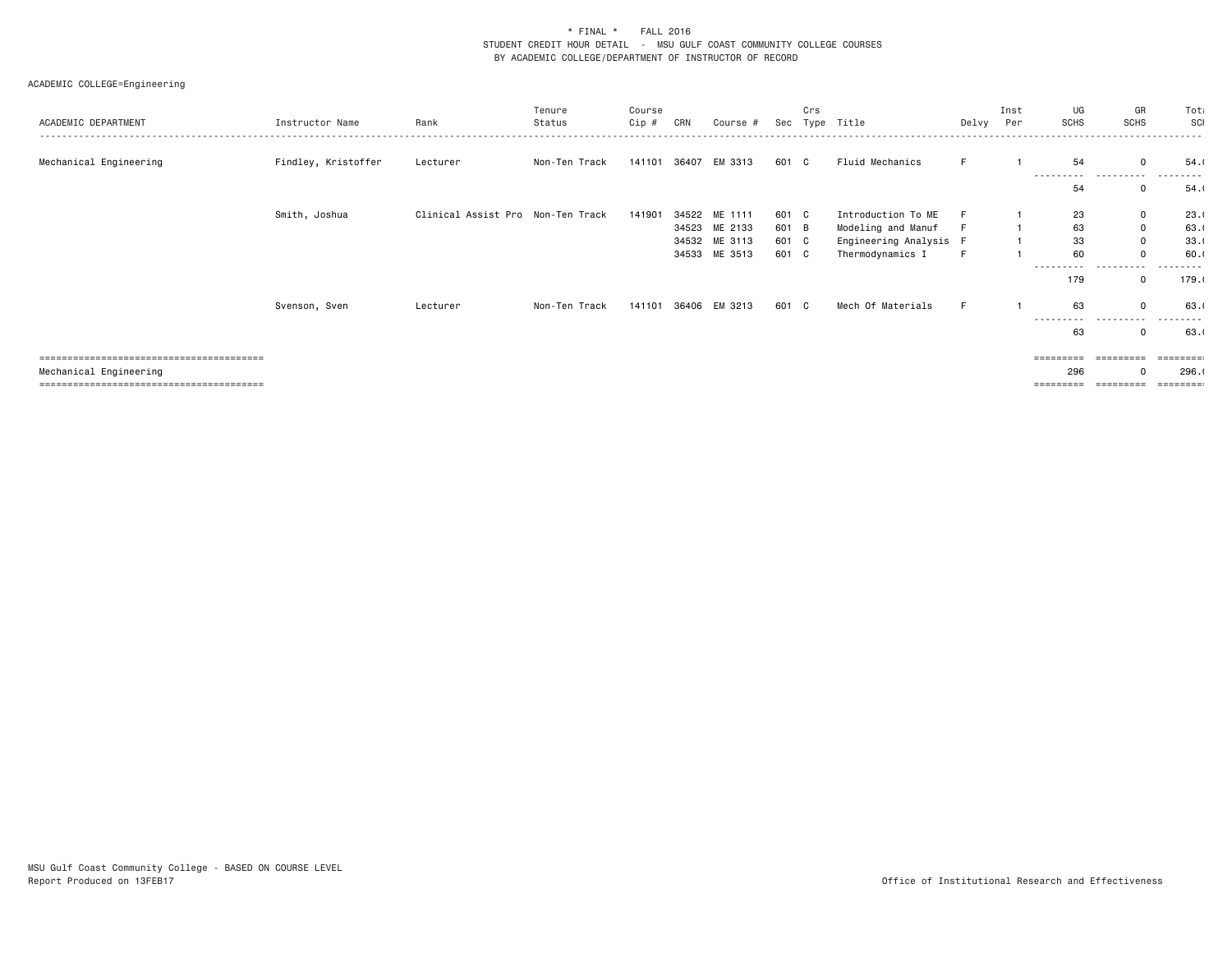\* FINAL \*    FALL 2016
STUDENT CREDIT HOUR DETAIL - MSU GULF COAST COMMUNITY COLLEGE COURSES
BY ACADEMIC COLLEGE/DEPARTMENT OF INSTRUCTOR OF RECORD

ACADEMIC COLLEGE=Engineering

| ACADEMIC DEPARTMENT | Instructor Name | Rank | Tenure Status | Course Cip # | CRN | Course # | Sec | Crs Type | Title | Delvy | Inst Per | UG SCHS | GR SCHS | Total SCH |
|---|---|---|---|---|---|---|---|---|---|---|---|---|---|---|
| Mechanical Engineering | Findley, Kristoffer | Lecturer | Non-Ten Track | 141101 | 36407 | EM 3313 | 601 | C | Fluid Mechanics | F | 1 | 54 | 0 | 54.0 |
| | | | | | | | | | | | | 54 | 0 | 54.0 |
| | Smith, Joshua | Clinical Assist Pro | Non-Ten Track | 141901 | 34522 | ME 1111 | 601 | C | Introduction To ME | F | 1 | 23 | 0 | 23.0 |
| | | | | | 34523 | ME 2133 | 601 | B | Modeling and Manuf | F | 1 | 63 | 0 | 63.0 |
| | | | | | 34532 | ME 3113 | 601 | C | Engineering Analysis | F | 1 | 33 | 0 | 33.0 |
| | | | | | 34533 | ME 3513 | 601 | C | Thermodynamics I | F | 1 | 60 | 0 | 60.0 |
| | | | | | | | | | | | | 179 | 0 | 179.0 |
| | Svenson, Sven | Lecturer | Non-Ten Track | 141101 | 36406 | EM 3213 | 601 | C | Mech Of Materials | F | 1 | 63 | 0 | 63.0 |
| | | | | | | | | | | | | 63 | 0 | 63.0 |
| Mechanical Engineering | | | | | | | | | | | | 296 | 0 | 296.0 |

MSU Gulf Coast Community College - BASED ON COURSE LEVEL
Report Produced on 13FEB17

Office of Institutional Research and Effectiveness